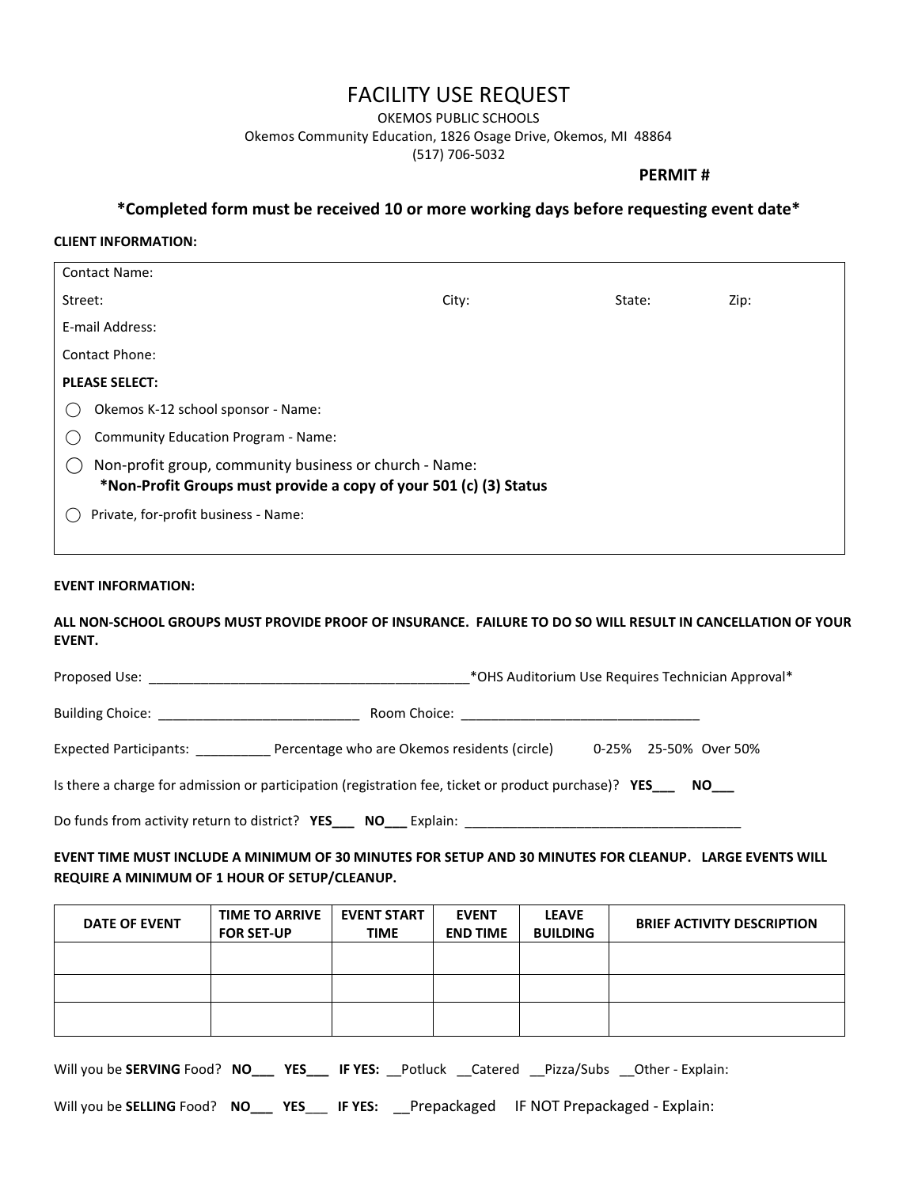# FACILITY USE REQUEST

OKEMOS PUBLIC SCHOOLS

Okemos Community Education, 1826 Osage Drive, Okemos, MI 48864

(517) 706-5032

**PERMIT #**

**\*Completed form must be received 10 or more working days before requesting event date\***

**CLIENT INFORMATION:**

Contact Name:

Street: City: State: Zip:

E-mail Address:

Contact Phone:

**PLEASE SELECT:**

◯ Okemos K-12 school sponsor - Name:

◯ Community Education Program - Name:

◯ Non-profit group, community business or church - Name:
**\*Non-Profit Groups must provide a copy of your 501 (c) (3) Status**

◯ Private, for-profit business - Name:

**EVENT INFORMATION:**

**ALL NON-SCHOOL GROUPS MUST PROVIDE PROOF OF INSURANCE. FAILURE TO DO SO WILL RESULT IN CANCELLATION OF YOUR EVENT.**

Proposed Use: ____________________________________________\*OHS Auditorium Use Requires Technician Approval\*

Building Choice: ___________________________ Room Choice: ________________________________

Expected Participants: __________ Percentage who are Okemos residents (circle) 0-25% 25-50% Over 50%

Is there a charge for admission or participation (registration fee, ticket or product purchase)? **YES___ NO___**

Do funds from activity return to district? **YES___ NO___** Explain: _____________________________________

**EVENT TIME MUST INCLUDE A MINIMUM OF 30 MINUTES FOR SETUP AND 30 MINUTES FOR CLEANUP. LARGE EVENTS WILL REQUIRE A MINIMUM OF 1 HOUR OF SETUP/CLEANUP.**

| DATE OF EVENT | TIME TO ARRIVE FOR SET-UP | EVENT START TIME | EVENT END TIME | LEAVE BUILDING | BRIEF ACTIVITY DESCRIPTION |
|---|---|---|---|---|---|
| | | | | | |
| | | | | | |
| | | | | | |

Will you be **SERVING** Food? **NO___ YES___ IF YES:** __Potluck __Catered __Pizza/Subs __Other - Explain:

Will you be **SELLING** Food? **NO___ YES___ IF YES:** __Prepackaged IF NOT Prepackaged - Explain: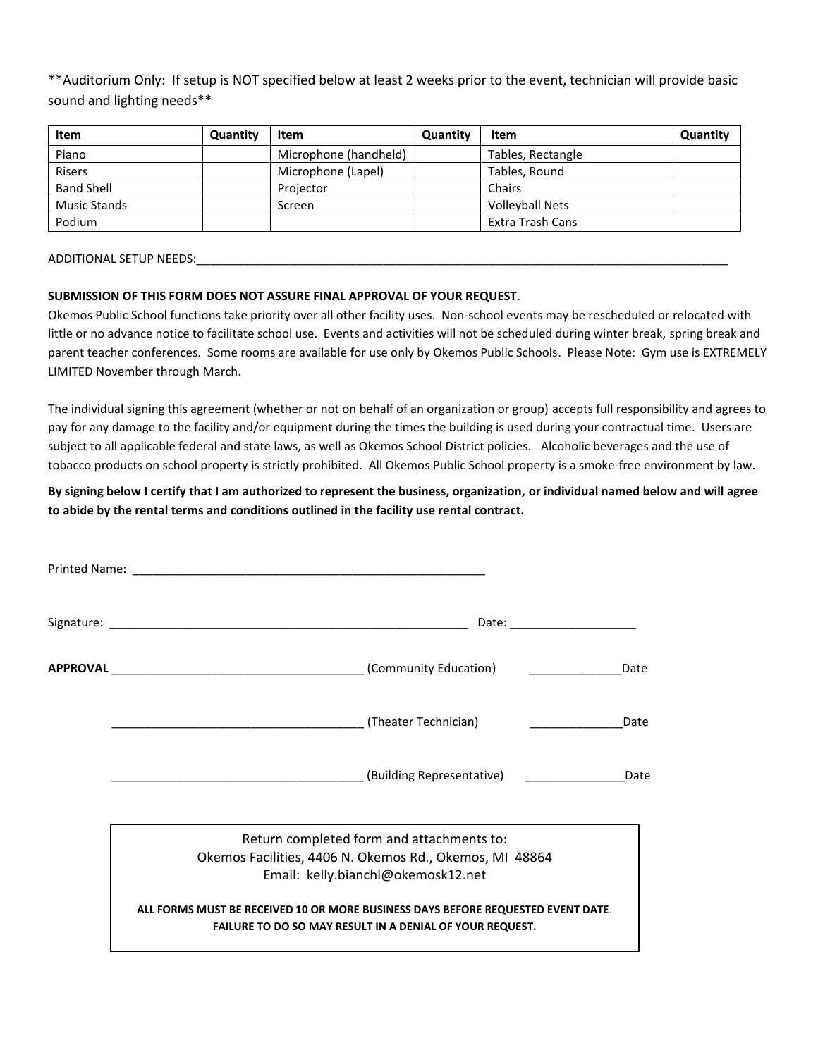**Auditorium Only: If setup is NOT specified below at least 2 weeks prior to the event, technician will provide basic sound and lighting needs**

| Item | Quantity | Item | Quantity | Item | Quantity |
|---|---|---|---|---|---|
| Piano | | Microphone (handheld) | | Tables, Rectangle | |
| Risers | | Microphone (Lapel) | | Tables, Round | |
| Band Shell | | Projector | | Chairs | |
| Music Stands | | Screen | | Volleyball Nets | |
| Podium | | | | Extra Trash Cans | |

ADDITIONAL SETUP NEEDS:_______________________________________________________________________________________

**SUBMISSION OF THIS FORM DOES NOT ASSURE FINAL APPROVAL OF YOUR REQUEST**.

Okemos Public School functions take priority over all other facility uses. Non-school events may be rescheduled or relocated with little or no advance notice to facilitate school use. Events and activities will not be scheduled during winter break, spring break and parent teacher conferences. Some rooms are available for use only by Okemos Public Schools. Please Note: Gym use is EXTREMELY LIMITED November through March.

The individual signing this agreement (whether or not on behalf of an organization or group) accepts full responsibility and agrees to pay for any damage to the facility and/or equipment during the times the building is used during your contractual time. Users are subject to all applicable federal and state laws, as well as Okemos School District policies. Alcoholic beverages and the use of tobacco products on school property is strictly prohibited. All Okemos Public School property is a smoke-free environment by law.

**By signing below I certify that I am authorized to represent the business, organization, or individual named below and will agree to abide by the rental terms and conditions outlined in the facility use rental contract.**

Printed Name: _______________________________________________________

Signature: _______________________________________________________ Date: ___________________

**APPROVAL** ______________________________________ (Community Education) ______________Date

______________________________________ (Theater Technician) ______________Date

______________________________________ (Building Representative) ______________Date

Return completed form and attachments to:
Okemos Facilities, 4406 N. Okemos Rd., Okemos, MI 48864
Email: kelly.bianchi@okemosk12.net

**ALL FORMS MUST BE RECEIVED 10 OR MORE BUSINESS DAYS BEFORE REQUESTED EVENT DATE. FAILURE TO DO SO MAY RESULT IN A DENIAL OF YOUR REQUEST.**